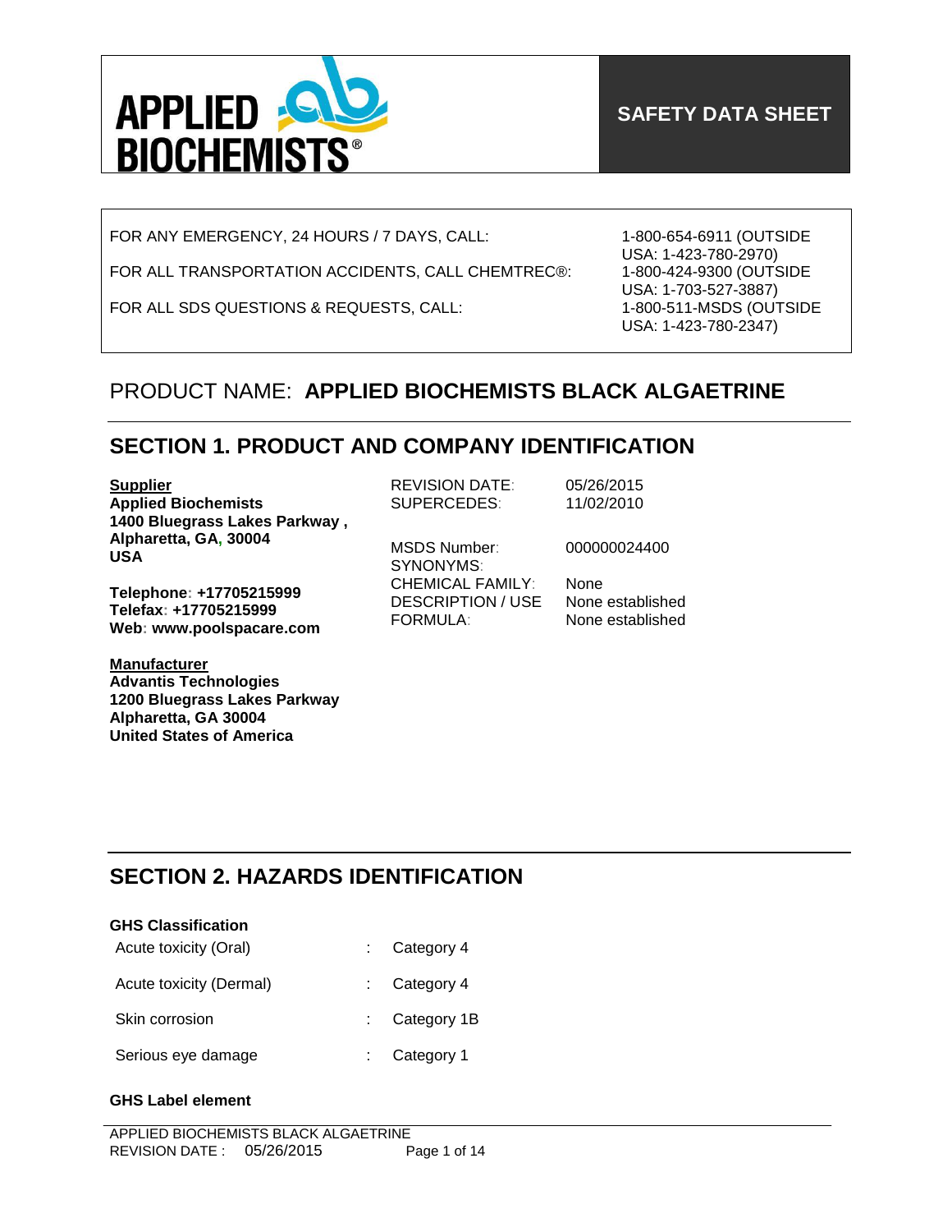APPLIED BIOCHEMISTS®

**SAFETY DATA SHEET**

| | |
|---|---|
| FOR ANY EMERGENCY, 24 HOURS / 7 DAYS, CALL: | 1-800-654-6911 (OUTSIDE USA: 1-423-780-2970) |
| FOR ALL TRANSPORTATION ACCIDENTS, CALL CHEMTREC®: | 1-800-424-9300 (OUTSIDE USA: 1-703-527-3887) |
| FOR ALL SDS QUESTIONS & REQUESTS, CALL: | 1-800-511-MSDS (OUTSIDE USA: 1-423-780-2347) |

# PRODUCT NAME: **APPLIED BIOCHEMISTS BLACK ALGAETRINE**

## SECTION 1. PRODUCT AND COMPANY IDENTIFICATION

**Supplier**
**Applied Biochemists**
**1400 Bluegrass Lakes Parkway ,**
**Alpharetta, GA, 30004**
**USA**

**Telephone: +17705215999**
**Telefax: +17705215999**
**Web: www.poolspacare.com**

**Manufacturer**
**Advantis Technologies**
**1200 Bluegrass Lakes Parkway**
**Alpharetta, GA 30004**
**United States of America**

| | |
|---|---|
| REVISION DATE: | 05/26/2015 |
| SUPERCEDES: | 11/02/2010 |
| MSDS Number: | 000000024400 |
| SYNONYMS: | |
| CHEMICAL FAMILY: | None |
| DESCRIPTION / USE | None established |
| FORMULA: | None established |

## SECTION 2. HAZARDS IDENTIFICATION

**GHS Classification**

| | | |
|---|---|---|
| Acute toxicity (Oral) | : | Category 4 |
| Acute toxicity (Dermal) | : | Category 4 |
| Skin corrosion | : | Category 1B |
| Serious eye damage | : | Category 1 |

**GHS Label element**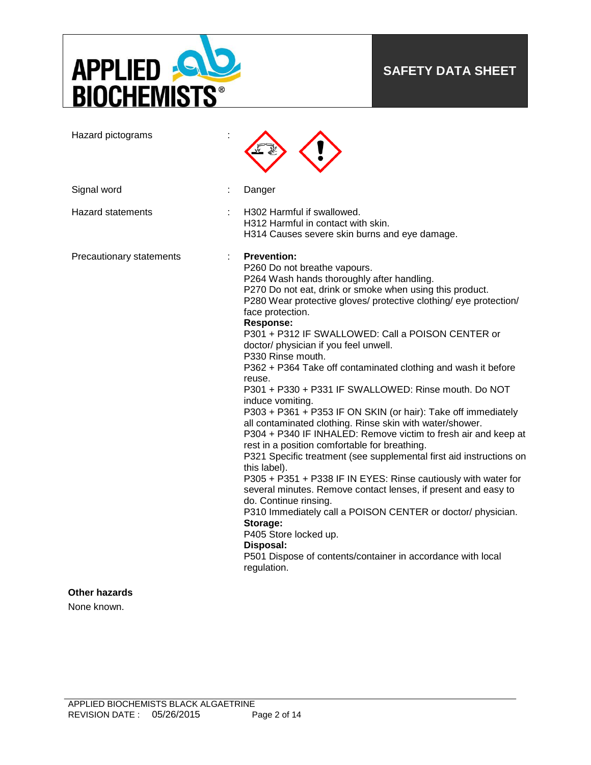| | | |
|---|---|---|
| Hazard pictograms | : | |
| Signal word | : | Danger |
| Hazard statements | : | H302 Harmful if swallowed.<br>H312 Harmful in contact with skin.<br>H314 Causes severe skin burns and eye damage. |
| Precautionary statements | : | **Prevention:**<br>P260 Do not breathe vapours.<br>P264 Wash hands thoroughly after handling.<br>P270 Do not eat, drink or smoke when using this product.<br>P280 Wear protective gloves/ protective clothing/ eye protection/ face protection.<br>**Response:**<br>P301 + P312 IF SWALLOWED: Call a POISON CENTER or doctor/ physician if you feel unwell.<br>P330 Rinse mouth.<br>P362 + P364 Take off contaminated clothing and wash it before reuse.<br>P301 + P330 + P331 IF SWALLOWED: Rinse mouth. Do NOT induce vomiting.<br>P303 + P361 + P353 IF ON SKIN (or hair): Take off immediately all contaminated clothing. Rinse skin with water/shower.<br>P304 + P340 IF INHALED: Remove victim to fresh air and keep at rest in a position comfortable for breathing.<br>P321 Specific treatment (see supplemental first aid instructions on this label).<br>P305 + P351 + P338 IF IN EYES: Rinse cautiously with water for several minutes. Remove contact lenses, if present and easy to do. Continue rinsing.<br>P310 Immediately call a POISON CENTER or doctor/ physician.<br>**Storage:**<br>P405 Store locked up.<br>**Disposal:**<br>P501 Dispose of contents/container in accordance with local regulation. |

**Other hazards**

None known.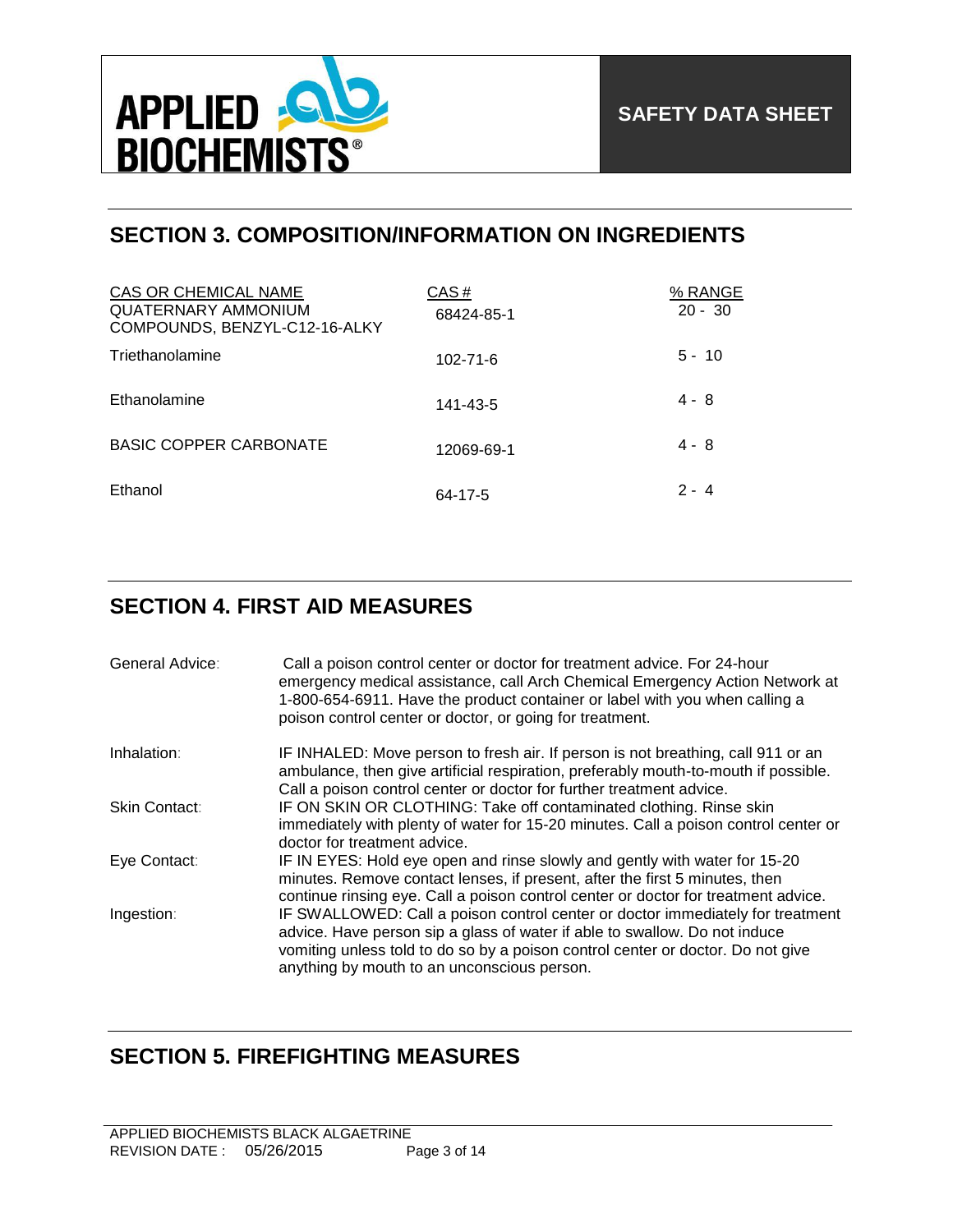## SECTION 3. COMPOSITION/INFORMATION ON INGREDIENTS

| CAS OR CHEMICAL NAME | CAS # | % RANGE |
|---|---|---|
| QUATERNARY AMMONIUM COMPOUNDS, BENZYL-C12-16-ALKY | 68424-85-1 | 20 - 30 |
| Triethanolamine | 102-71-6 | 5 - 10 |
| Ethanolamine | 141-43-5 | 4 - 8 |
| BASIC COPPER CARBONATE | 12069-69-1 | 4 - 8 |
| Ethanol | 64-17-5 | 2 - 4 |

## SECTION 4. FIRST AID MEASURES

| | |
|---|---|
| General Advice: | Call a poison control center or doctor for treatment advice. For 24-hour emergency medical assistance, call Arch Chemical Emergency Action Network at 1-800-654-6911. Have the product container or label with you when calling a poison control center or doctor, or going for treatment. |
| Inhalation: | IF INHALED: Move person to fresh air. If person is not breathing, call 911 or an ambulance, then give artificial respiration, preferably mouth-to-mouth if possible. Call a poison control center or doctor for further treatment advice. |
| Skin Contact: | IF ON SKIN OR CLOTHING: Take off contaminated clothing. Rinse skin immediately with plenty of water for 15-20 minutes. Call a poison control center or doctor for treatment advice. |
| Eye Contact: | IF IN EYES: Hold eye open and rinse slowly and gently with water for 15-20 minutes. Remove contact lenses, if present, after the first 5 minutes, then continue rinsing eye. Call a poison control center or doctor for treatment advice. |
| Ingestion: | IF SWALLOWED: Call a poison control center or doctor immediately for treatment advice. Have person sip a glass of water if able to swallow. Do not induce vomiting unless told to do so by a poison control center or doctor. Do not give anything by mouth to an unconscious person. |

## SECTION 5. FIREFIGHTING MEASURES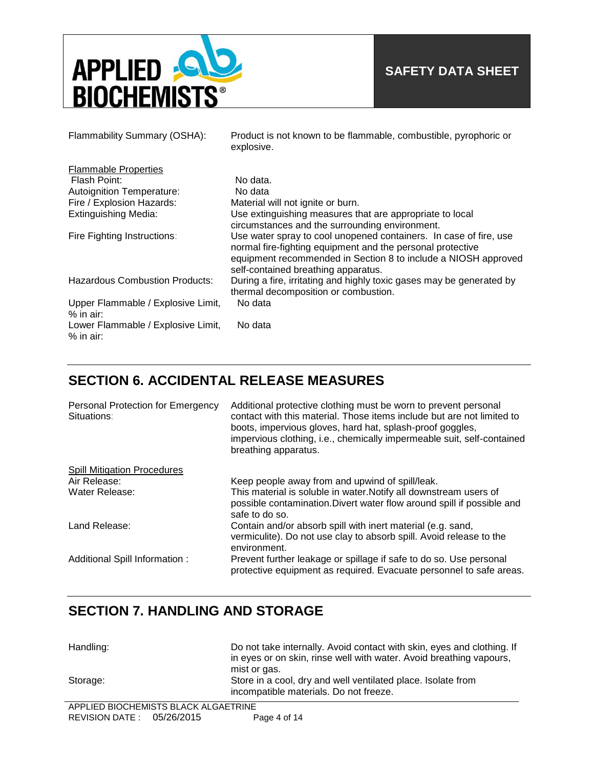| | |
|---|---|
| Flammability Summary (OSHA): | Product is not known to be flammable, combustible, pyrophoric or explosive. |

<u>Flammable Properties</u>

| | |
|---|---|
| Flash Point: | No data. |
| Autoignition Temperature: | No data |
| Fire / Explosion Hazards: | Material will not ignite or burn. |
| Extinguishing Media: | Use extinguishing measures that are appropriate to local circumstances and the surrounding environment. |
| Fire Fighting Instructions: | Use water spray to cool unopened containers. In case of fire, use normal fire-fighting equipment and the personal protective equipment recommended in Section 8 to include a NIOSH approved self-contained breathing apparatus. |
| Hazardous Combustion Products: | During a fire, irritating and highly toxic gases may be generated by thermal decomposition or combustion. |
| Upper Flammable / Explosive Limit, % in air: | No data |
| Lower Flammable / Explosive Limit, % in air: | No data |

## SECTION 6. ACCIDENTAL RELEASE MEASURES

| | |
|---|---|
| Personal Protection for Emergency Situations: | Additional protective clothing must be worn to prevent personal contact with this material. Those items include but are not limited to boots, impervious gloves, hard hat, splash-proof goggles, impervious clothing, i.e., chemically impermeable suit, self-contained breathing apparatus. |

<u>Spill Mitigation Procedures</u>

| | |
|---|---|
| Air Release: | Keep people away from and upwind of spill/leak. |
| Water Release: | This material is soluble in water.Notify all downstream users of possible contamination.Divert water flow around spill if possible and safe to do so. |
| Land Release: | Contain and/or absorb spill with inert material (e.g. sand, vermiculite). Do not use clay to absorb spill. Avoid release to the environment. |
| Additional Spill Information : | Prevent further leakage or spillage if safe to do so. Use personal protective equipment as required. Evacuate personnel to safe areas. |

## SECTION 7. HANDLING AND STORAGE

| | |
|---|---|
| Handling: | Do not take internally. Avoid contact with skin, eyes and clothing. If in eyes or on skin, rinse well with water. Avoid breathing vapours, mist or gas. |
| Storage: | Store in a cool, dry and well ventilated place. Isolate from incompatible materials. Do not freeze. |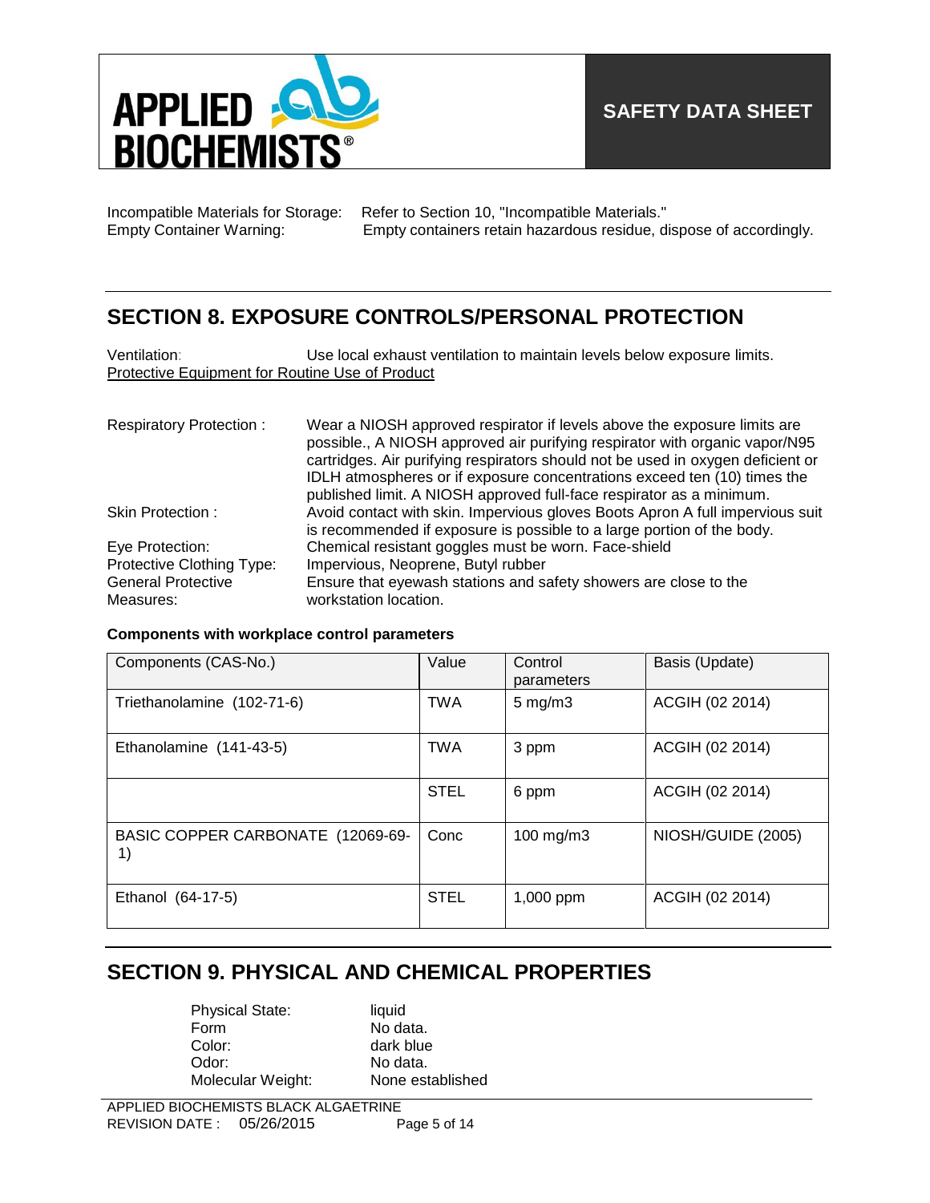Incompatible Materials for Storage: Refer to Section 10, "Incompatible Materials."
Empty Container Warning: Empty containers retain hazardous residue, dispose of accordingly.

## SECTION 8. EXPOSURE CONTROLS/PERSONAL PROTECTION

Ventilation: Use local exhaust ventilation to maintain levels below exposure limits.

Protective Equipment for Routine Use of Product

Respiratory Protection : Wear a NIOSH approved respirator if levels above the exposure limits are possible., A NIOSH approved air purifying respirator with organic vapor/N95 cartridges. Air purifying respirators should not be used in oxygen deficient or IDLH atmospheres or if exposure concentrations exceed ten (10) times the published limit. A NIOSH approved full-face respirator as a minimum.

Skin Protection : Avoid contact with skin. Impervious gloves Boots Apron A full impervious suit is recommended if exposure is possible to a large portion of the body.

Eye Protection: Chemical resistant goggles must be worn. Face-shield

Protective Clothing Type: Impervious, Neoprene, Butyl rubber

General Protective Measures: Ensure that eyewash stations and safety showers are close to the workstation location.

**Components with workplace control parameters**

| Components (CAS-No.) | Value | Control parameters | Basis (Update) |
|---|---|---|---|
| Triethanolamine (102-71-6) | TWA | 5 mg/m3 | ACGIH (02 2014) |
| Ethanolamine (141-43-5) | TWA | 3 ppm | ACGIH (02 2014) |
| | STEL | 6 ppm | ACGIH (02 2014) |
| BASIC COPPER CARBONATE (12069-69-1) | Conc | 100 mg/m3 | NIOSH/GUIDE (2005) |
| Ethanol (64-17-5) | STEL | 1,000 ppm | ACGIH (02 2014) |

## SECTION 9. PHYSICAL AND CHEMICAL PROPERTIES

Physical State: liquid
Form: No data.
Color: dark blue
Odor: No data.
Molecular Weight: None established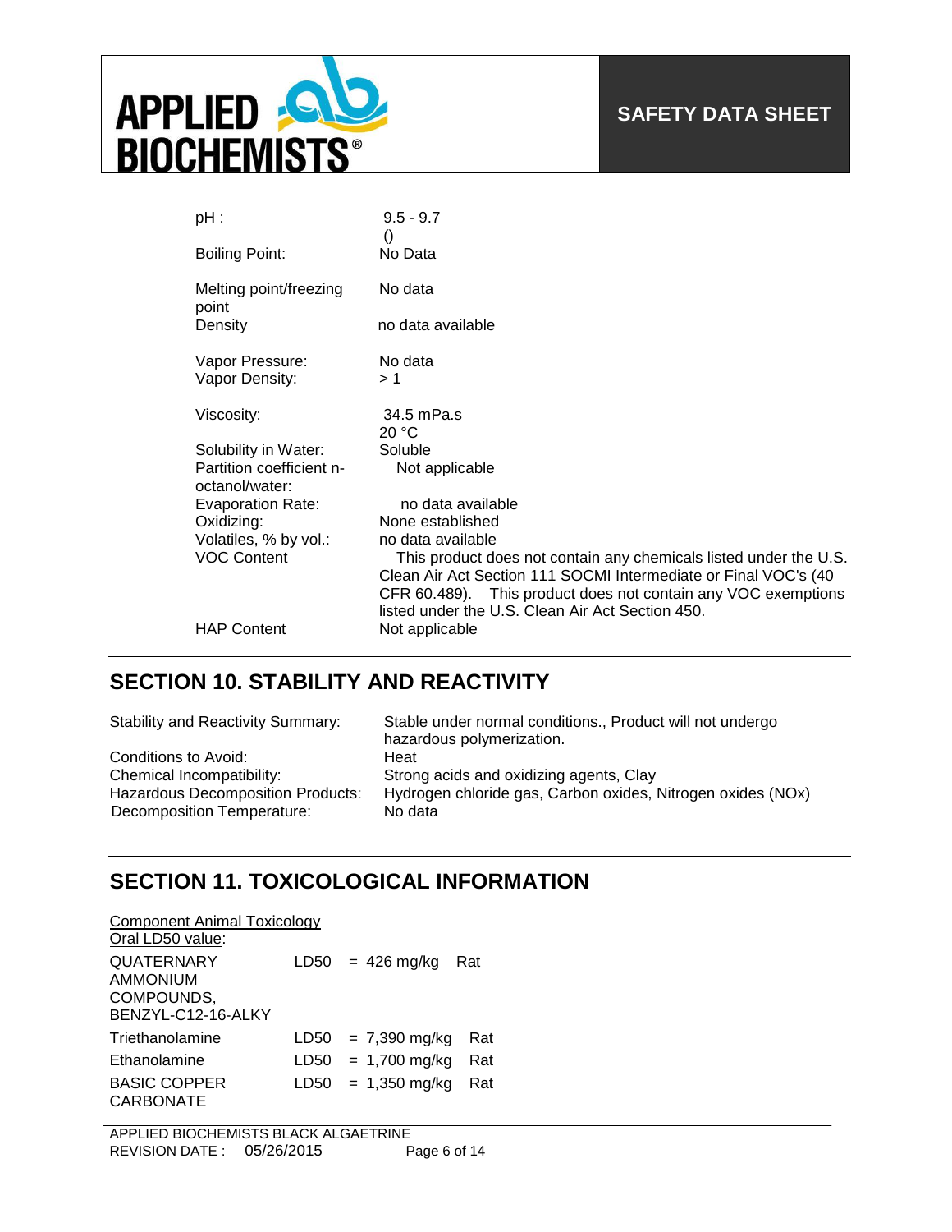| | |
|---|---|
| pH : | 9.5 - 9.7<br>() |
| Boiling Point: | No Data |
| Melting point/freezing point | No data |
| Density | no data available |
| Vapor Pressure: | No data |
| Vapor Density: | > 1 |
| Viscosity: | 34.5 mPa.s<br>20 °C |
| Solubility in Water: | Soluble |
| Partition coefficient n-octanol/water: | Not applicable |
| Evaporation Rate: | no data available |
| Oxidizing: | None established |
| Volatiles, % by vol.: | no data available |
| VOC Content | This product does not contain any chemicals listed under the U.S. Clean Air Act Section 111 SOCMI Intermediate or Final VOC's (40 CFR 60.489). This product does not contain any VOC exemptions listed under the U.S. Clean Air Act Section 450. |
| HAP Content | Not applicable |

## SECTION 10. STABILITY AND REACTIVITY

| | |
|---|---|
| Stability and Reactivity Summary: | Stable under normal conditions., Product will not undergo hazardous polymerization. |
| Conditions to Avoid: | Heat |
| Chemical Incompatibility: | Strong acids and oxidizing agents, Clay |
| Hazardous Decomposition Products: | Hydrogen chloride gas, Carbon oxides, Nitrogen oxides (NOx) |
| Decomposition Temperature: | No data |

## SECTION 11. TOXICOLOGICAL INFORMATION

Component Animal Toxicology
Oral LD50 value:

| | | | |
|---|---|---|---|
| QUATERNARY AMMONIUM COMPOUNDS, BENZYL-C12-16-ALKY | LD50 | = 426 mg/kg | Rat |
| Triethanolamine | LD50 | = 7,390 mg/kg | Rat |
| Ethanolamine | LD50 | = 1,700 mg/kg | Rat |
| BASIC COPPER CARBONATE | LD50 | = 1,350 mg/kg | Rat |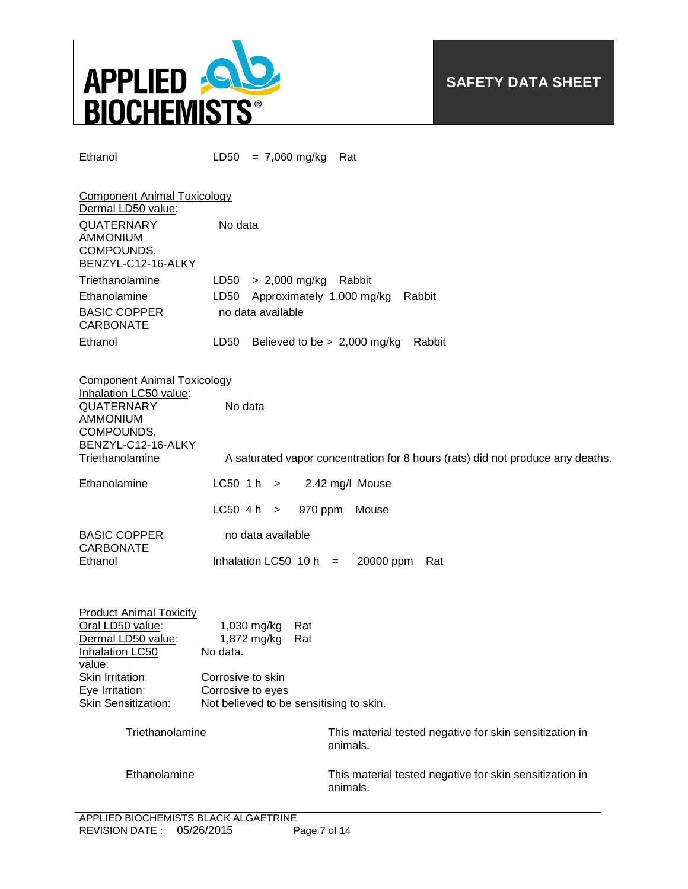| | |
|---|---|
| Ethanol | LD50 = 7,060 mg/kg Rat |

Component Animal Toxicology
Dermal LD50 value:

| | |
|---|---|
| QUATERNARY AMMONIUM COMPOUNDS, BENZYL-C12-16-ALKY | No data |
| Triethanolamine | LD50 > 2,000 mg/kg Rabbit |
| Ethanolamine | LD50 Approximately 1,000 mg/kg Rabbit |
| BASIC COPPER CARBONATE | no data available |
| Ethanol | LD50 Believed to be > 2,000 mg/kg Rabbit |

Component Animal Toxicology
Inhalation LC50 value:

| | |
|---|---|
| QUATERNARY AMMONIUM COMPOUNDS, BENZYL-C12-16-ALKY | No data |
| Triethanolamine | A saturated vapor concentration for 8 hours (rats) did not produce any deaths. |
| Ethanolamine | LC50 1 h > 2.42 mg/l Mouse |
| | LC50 4 h > 970 ppm Mouse |
| BASIC COPPER CARBONATE | no data available |
| Ethanol | Inhalation LC50 10 h = 20000 ppm Rat |

Product Animal Toxicity

| | |
|---|---|
| Oral LD50 value: | 1,030 mg/kg Rat |
| Dermal LD50 value: | 1,872 mg/kg Rat |
| Inhalation LC50 value: | No data. |
| Skin Irritation: | Corrosive to skin |
| Eye Irritation: | Corrosive to eyes |
| Skin Sensitization: | Not believed to be sensitising to skin. |

| | |
|---|---|
| Triethanolamine | This material tested negative for skin sensitization in animals. |
| Ethanolamine | This material tested negative for skin sensitization in animals. |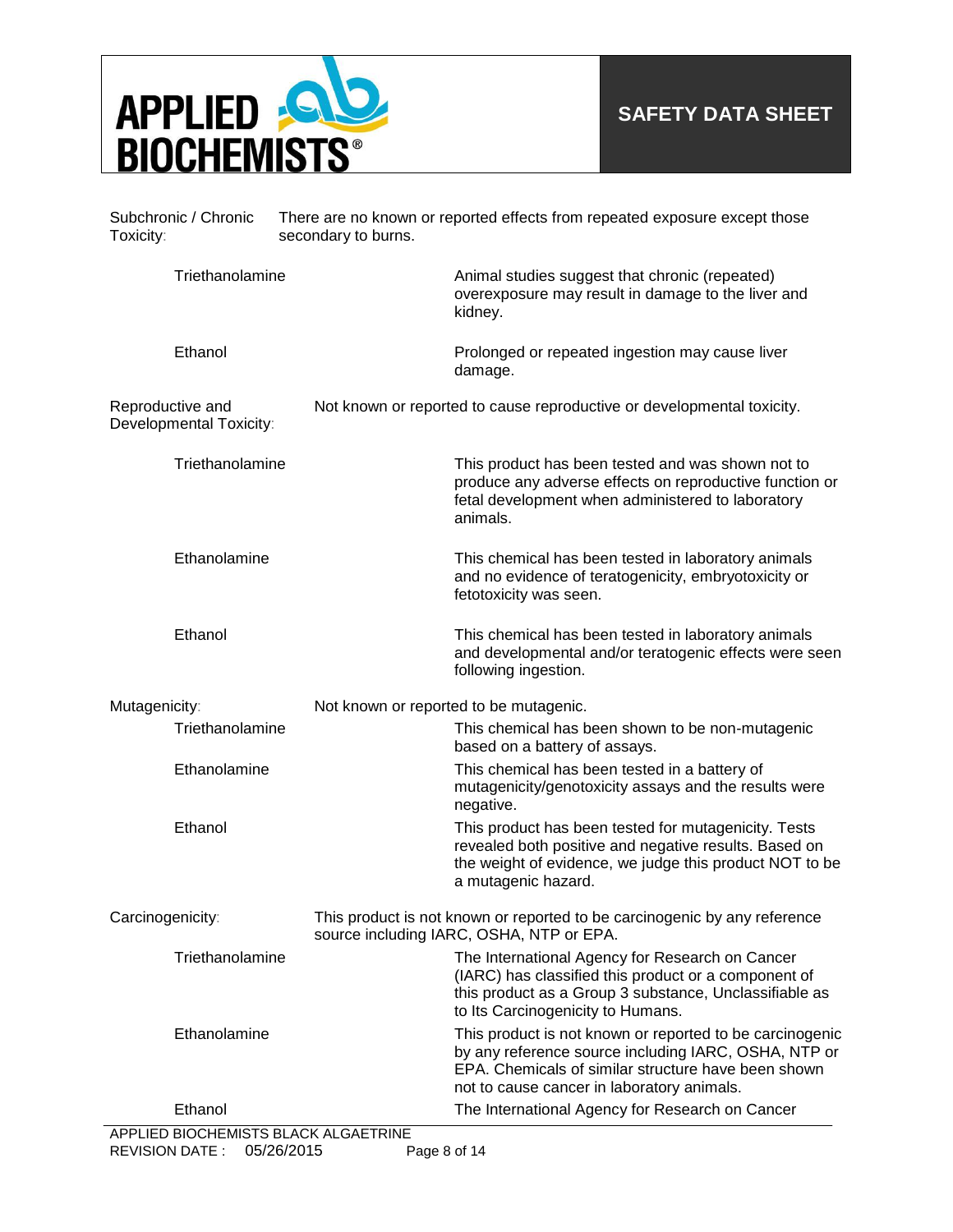**Subchronic / Chronic Toxicity:** There are no known or reported effects from repeated exposure except those secondary to burns.

| | |
|---|---|
| Triethanolamine | Animal studies suggest that chronic (repeated) overexposure may result in damage to the liver and kidney. |
| Ethanol | Prolonged or repeated ingestion may cause liver damage. |

**Reproductive and Developmental Toxicity:** Not known or reported to cause reproductive or developmental toxicity.

| | |
|---|---|
| Triethanolamine | This product has been tested and was shown not to produce any adverse effects on reproductive function or fetal development when administered to laboratory animals. |
| Ethanolamine | This chemical has been tested in laboratory animals and no evidence of teratogenicity, embryotoxicity or fetotoxicity was seen. |
| Ethanol | This chemical has been tested in laboratory animals and developmental and/or teratogenic effects were seen following ingestion. |

**Mutagenicity:** Not known or reported to be mutagenic.

| | |
|---|---|
| Triethanolamine | This chemical has been shown to be non-mutagenic based on a battery of assays. |
| Ethanolamine | This chemical has been tested in a battery of mutagenicity/genotoxicity assays and the results were negative. |
| Ethanol | This product has been tested for mutagenicity. Tests revealed both positive and negative results. Based on the weight of evidence, we judge this product NOT to be a mutagenic hazard. |

**Carcinogenicity:** This product is not known or reported to be carcinogenic by any reference source including IARC, OSHA, NTP or EPA.

| | |
|---|---|
| Triethanolamine | The International Agency for Research on Cancer (IARC) has classified this product or a component of this product as a Group 3 substance, Unclassifiable as to Its Carcinogenicity to Humans. |
| Ethanolamine | This product is not known or reported to be carcinogenic by any reference source including IARC, OSHA, NTP or EPA. Chemicals of similar structure have been shown not to cause cancer in laboratory animals. |
| Ethanol | The International Agency for Research on Cancer |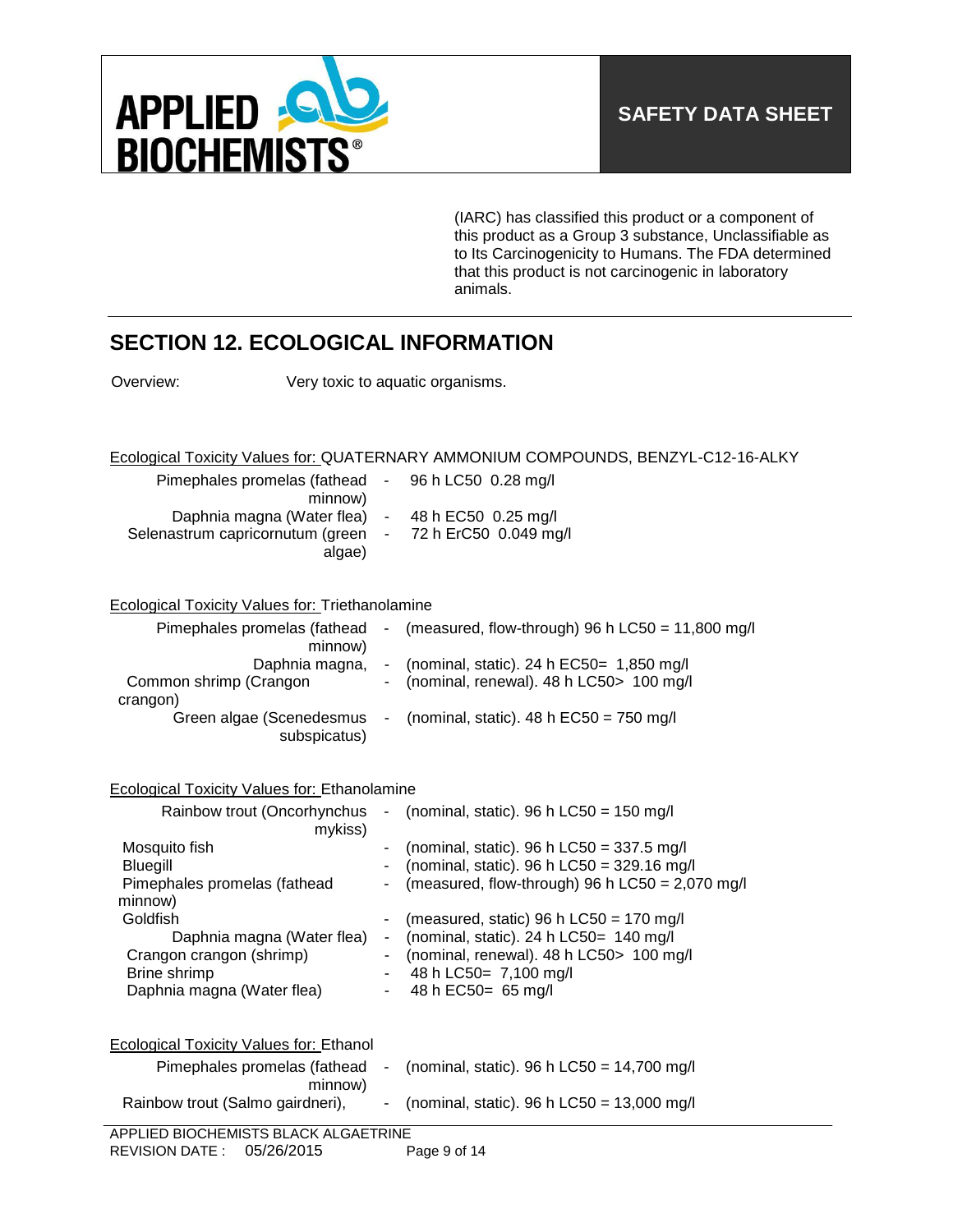(IARC) has classified this product or a component of this product as a Group 3 substance, Unclassifiable as to Its Carcinogenicity to Humans. The FDA determined that this product is not carcinogenic in laboratory animals.

## SECTION 12. ECOLOGICAL INFORMATION

Overview: Very toxic to aquatic organisms.

Ecological Toxicity Values for: QUATERNARY AMMONIUM COMPOUNDS, BENZYL-C12-16-ALKY

| Organism | | Value |
|---|---|---|
| Pimephales promelas (fathead minnow) | - | 96 h LC50 0.28 mg/l |
| Daphnia magna (Water flea) | - | 48 h EC50 0.25 mg/l |
| Selenastrum capricornutum (green algae) | - | 72 h ErC50 0.049 mg/l |

Ecological Toxicity Values for: Triethanolamine

| Organism | | Value |
|---|---|---|
| Pimephales promelas (fathead minnow) | - | (measured, flow-through) 96 h LC50 = 11,800 mg/l |
| Daphnia magna, | - | (nominal, static). 24 h EC50= 1,850 mg/l |
| Common shrimp (Crangon crangon) | - | (nominal, renewal). 48 h LC50> 100 mg/l |
| Green algae (Scenedesmus subspicatus) | - | (nominal, static). 48 h EC50 = 750 mg/l |

Ecological Toxicity Values for: Ethanolamine

| Organism | | Value |
|---|---|---|
| Rainbow trout (Oncorhynchus mykiss) | - | (nominal, static). 96 h LC50 = 150 mg/l |
| Mosquito fish | - | (nominal, static). 96 h LC50 = 337.5 mg/l |
| Bluegill | - | (nominal, static). 96 h LC50 = 329.16 mg/l |
| Pimephales promelas (fathead minnow) | - | (measured, flow-through) 96 h LC50 = 2,070 mg/l |
| Goldfish | - | (measured, static) 96 h LC50 = 170 mg/l |
| Daphnia magna (Water flea) | - | (nominal, static). 24 h LC50= 140 mg/l |
| Crangon crangon (shrimp) | - | (nominal, renewal). 48 h LC50> 100 mg/l |
| Brine shrimp | - | 48 h LC50= 7,100 mg/l |
| Daphnia magna (Water flea) | - | 48 h EC50= 65 mg/l |

Ecological Toxicity Values for: Ethanol

| Organism | | Value |
|---|---|---|
| Pimephales promelas (fathead minnow) | - | (nominal, static). 96 h LC50 = 14,700 mg/l |
| Rainbow trout (Salmo gairdneri), | - | (nominal, static). 96 h LC50 = 13,000 mg/l |

APPLIED BIOCHEMISTS BLACK ALGAETRINE
REVISION DATE : 05/26/2015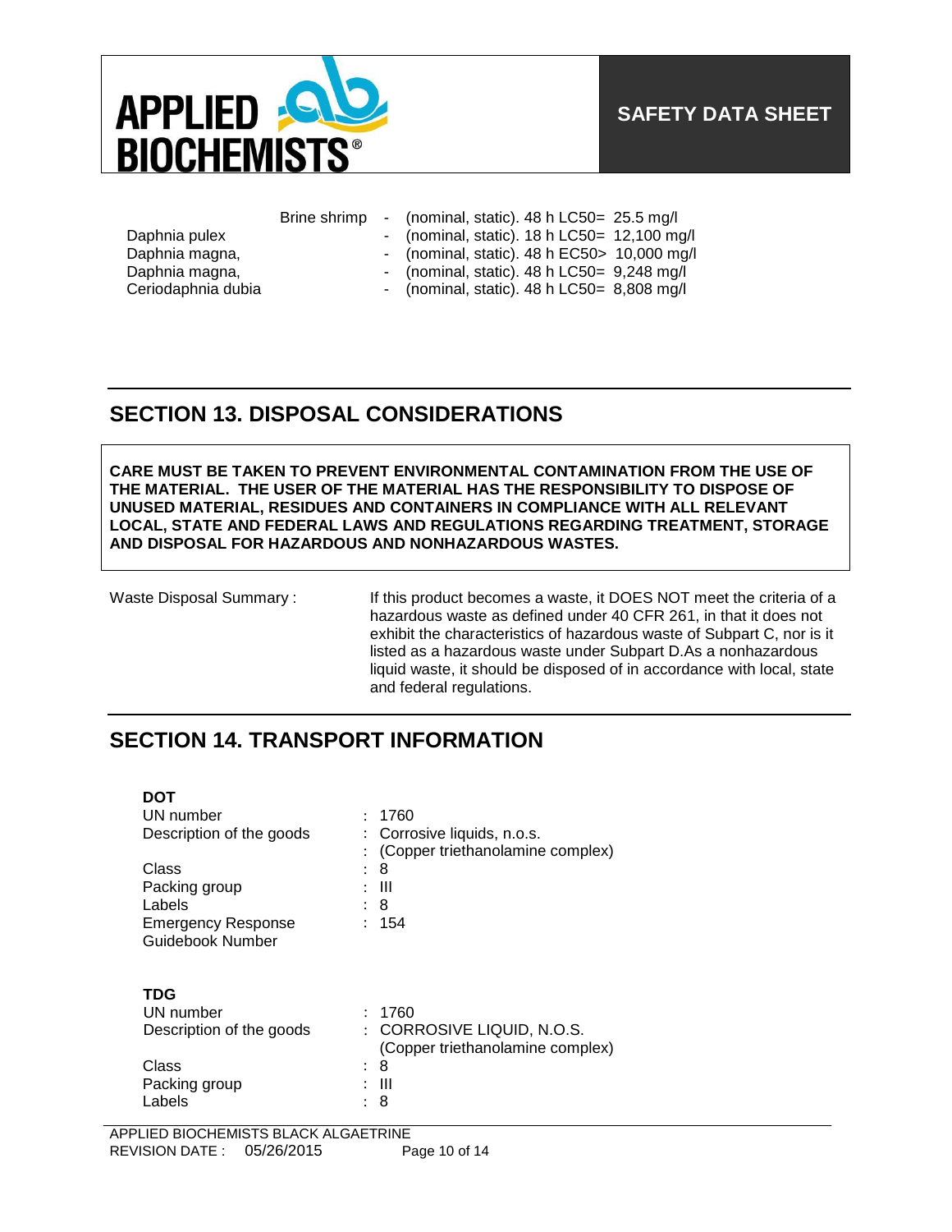| | | |
|---|---|---|
| Brine shrimp | - | (nominal, static). 48 h LC50= 25.5 mg/l |
| Daphnia pulex | - | (nominal, static). 18 h LC50= 12,100 mg/l |
| Daphnia magna, | - | (nominal, static). 48 h EC50> 10,000 mg/l |
| Daphnia magna, | - | (nominal, static). 48 h LC50= 9,248 mg/l |
| Ceriodaphnia dubia | - | (nominal, static). 48 h LC50= 8,808 mg/l |

## SECTION 13. DISPOSAL CONSIDERATIONS

**CARE MUST BE TAKEN TO PREVENT ENVIRONMENTAL CONTAMINATION FROM THE USE OF THE MATERIAL. THE USER OF THE MATERIAL HAS THE RESPONSIBILITY TO DISPOSE OF UNUSED MATERIAL, RESIDUES AND CONTAINERS IN COMPLIANCE WITH ALL RELEVANT LOCAL, STATE AND FEDERAL LAWS AND REGULATIONS REGARDING TREATMENT, STORAGE AND DISPOSAL FOR HAZARDOUS AND NONHAZARDOUS WASTES.**

Waste Disposal Summary : If this product becomes a waste, it DOES NOT meet the criteria of a hazardous waste as defined under 40 CFR 261, in that it does not exhibit the characteristics of hazardous waste of Subpart C, nor is it listed as a hazardous waste under Subpart D.As a nonhazardous liquid waste, it should be disposed of in accordance with local, state and federal regulations.

## SECTION 14. TRANSPORT INFORMATION

**DOT**

| | |
|---|---|
| UN number | : 1760 |
| Description of the goods | : Corrosive liquids, n.o.s. |
| | : (Copper triethanolamine complex) |
| Class | : 8 |
| Packing group | : III |
| Labels | : 8 |
| Emergency Response Guidebook Number | : 154 |

**TDG**

| | |
|---|---|
| UN number | : 1760 |
| Description of the goods | : CORROSIVE LIQUID, N.O.S. (Copper triethanolamine complex) |
| Class | : 8 |
| Packing group | : III |
| Labels | : 8 |

APPLIED BIOCHEMISTS BLACK ALGAETRINE
REVISION DATE : 05/26/2015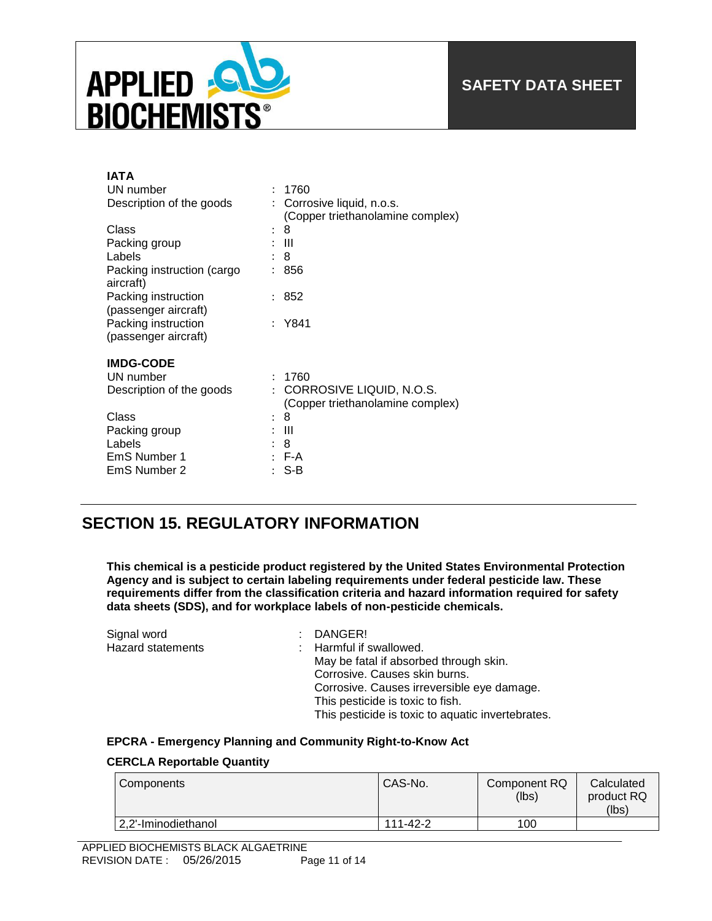**IATA**

UN number : 1760

Description of the goods : Corrosive liquid, n.o.s. (Copper triethanolamine complex)

Class : 8

Packing group : III

Labels : 8

Packing instruction (cargo aircraft) : 856

Packing instruction (passenger aircraft) : 852

Packing instruction (passenger aircraft) : Y841

**IMDG-CODE**

UN number : 1760

Description of the goods : CORROSIVE LIQUID, N.O.S. (Copper triethanolamine complex)

Class : 8

Packing group : III

Labels : 8

EmS Number 1 : F-A

EmS Number 2 : S-B

## SECTION 15. REGULATORY INFORMATION

**This chemical is a pesticide product registered by the United States Environmental Protection Agency and is subject to certain labeling requirements under federal pesticide law. These requirements differ from the classification criteria and hazard information required for safety data sheets (SDS), and for workplace labels of non-pesticide chemicals.**

Signal word : DANGER!

Hazard statements : Harmful if swallowed.
May be fatal if absorbed through skin.
Corrosive. Causes skin burns.
Corrosive. Causes irreversible eye damage.
This pesticide is toxic to fish.
This pesticide is toxic to aquatic invertebrates.

**EPCRA - Emergency Planning and Community Right-to-Know Act**

**CERCLA Reportable Quantity**

| Components | CAS-No. | Component RQ (lbs) | Calculated product RQ (lbs) |
|---|---|---|---|
| 2,2'-Iminodiethanol | 111-42-2 | 100 | |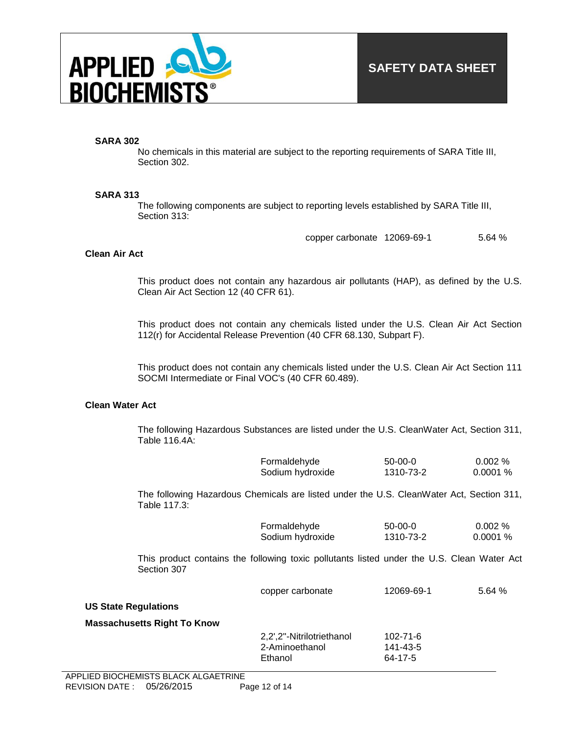**SARA 302**

No chemicals in this material are subject to the reporting requirements of SARA Title III, Section 302.

**SARA 313**

The following components are subject to reporting levels established by SARA Title III, Section 313:

| | | |
|---|---|---|
| copper carbonate | 12069-69-1 | 5.64 % |

**Clean Air Act**

This product does not contain any hazardous air pollutants (HAP), as defined by the U.S. Clean Air Act Section 12 (40 CFR 61).

This product does not contain any chemicals listed under the U.S. Clean Air Act Section 112(r) for Accidental Release Prevention (40 CFR 68.130, Subpart F).

This product does not contain any chemicals listed under the U.S. Clean Air Act Section 111 SOCMI Intermediate or Final VOC's (40 CFR 60.489).

**Clean Water Act**

The following Hazardous Substances are listed under the U.S. CleanWater Act, Section 311, Table 116.4A:

| | | |
|---|---|---|
| Formaldehyde | 50-00-0 | 0.002 % |
| Sodium hydroxide | 1310-73-2 | 0.0001 % |

The following Hazardous Chemicals are listed under the U.S. CleanWater Act, Section 311, Table 117.3:

| | | |
|---|---|---|
| Formaldehyde | 50-00-0 | 0.002 % |
| Sodium hydroxide | 1310-73-2 | 0.0001 % |

This product contains the following toxic pollutants listed under the U.S. Clean Water Act Section 307

| | | |
|---|---|---|
| copper carbonate | 12069-69-1 | 5.64 % |

**US State Regulations**

**Massachusetts Right To Know**

| | |
|---|---|
| 2,2',2''-Nitrilotriethanol | 102-71-6 |
| 2-Aminoethanol | 141-43-5 |
| Ethanol | 64-17-5 |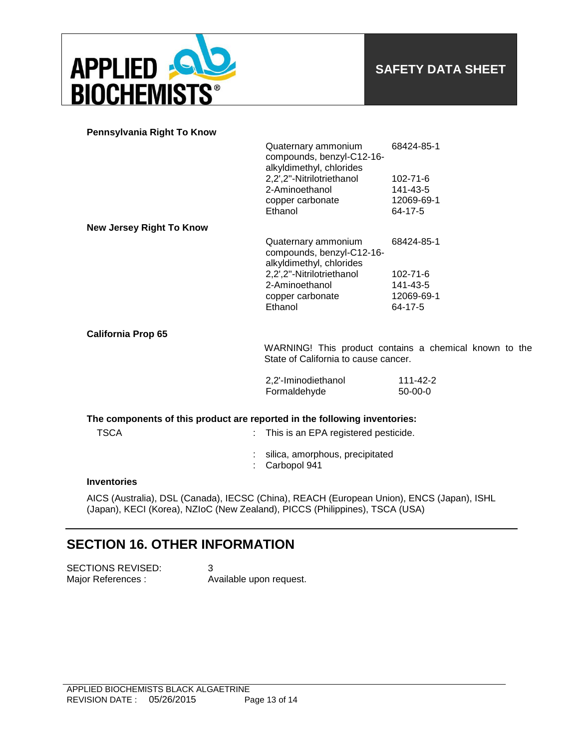**Pennsylvania Right To Know**

| | |
|---|---|
| Quaternary ammonium compounds, benzyl-C12-16-alkyldimethyl, chlorides | 68424-85-1 |
| 2,2',2''-Nitrilotriethanol | 102-71-6 |
| 2-Aminoethanol | 141-43-5 |
| copper carbonate | 12069-69-1 |
| Ethanol | 64-17-5 |

**New Jersey Right To Know**

| | |
|---|---|
| Quaternary ammonium compounds, benzyl-C12-16-alkyldimethyl, chlorides | 68424-85-1 |
| 2,2',2''-Nitrilotriethanol | 102-71-6 |
| 2-Aminoethanol | 141-43-5 |
| copper carbonate | 12069-69-1 |
| Ethanol | 64-17-5 |

**California Prop 65**

WARNING! This product contains a chemical known to the State of California to cause cancer.

| | |
|---|---|
| 2,2'-Iminodiethanol | 111-42-2 |
| Formaldehyde | 50-00-0 |

**The components of this product are reported in the following inventories:**

TSCA : This is an EPA registered pesticide.

: silica, amorphous, precipitated
: Carbopol 941

**Inventories**

AICS (Australia), DSL (Canada), IECSC (China), REACH (European Union), ENCS (Japan), ISHL (Japan), KECI (Korea), NZIoC (New Zealand), PICCS (Philippines), TSCA (USA)

## SECTION 16. OTHER INFORMATION

SECTIONS REVISED: 3
Major References : Available upon request.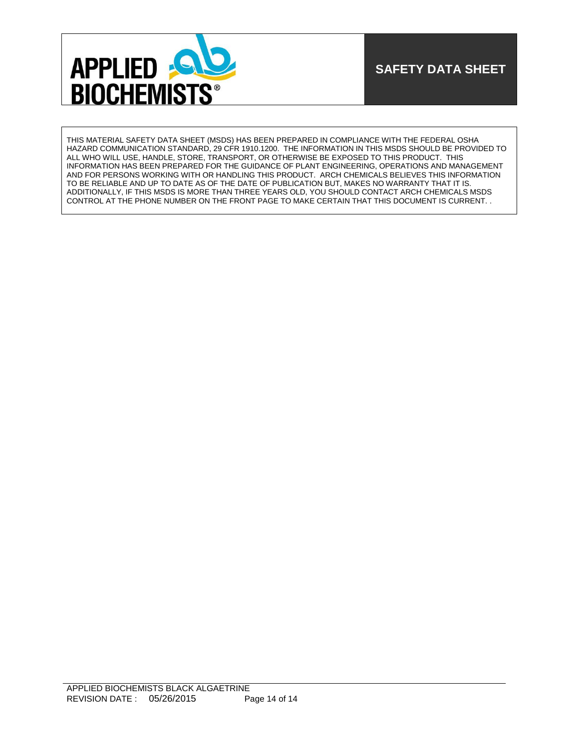APPLIED BIOCHEMISTS®

**SAFETY DATA SHEET**

THIS MATERIAL SAFETY DATA SHEET (MSDS) HAS BEEN PREPARED IN COMPLIANCE WITH THE FEDERAL OSHA HAZARD COMMUNICATION STANDARD, 29 CFR 1910.1200. THE INFORMATION IN THIS MSDS SHOULD BE PROVIDED TO ALL WHO WILL USE, HANDLE, STORE, TRANSPORT, OR OTHERWISE BE EXPOSED TO THIS PRODUCT. THIS INFORMATION HAS BEEN PREPARED FOR THE GUIDANCE OF PLANT ENGINEERING, OPERATIONS AND MANAGEMENT AND FOR PERSONS WORKING WITH OR HANDLING THIS PRODUCT. ARCH CHEMICALS BELIEVES THIS INFORMATION TO BE RELIABLE AND UP TO DATE AS OF THE DATE OF PUBLICATION BUT, MAKES NO WARRANTY THAT IT IS. ADDITIONALLY, IF THIS MSDS IS MORE THAN THREE YEARS OLD, YOU SHOULD CONTACT ARCH CHEMICALS MSDS CONTROL AT THE PHONE NUMBER ON THE FRONT PAGE TO MAKE CERTAIN THAT THIS DOCUMENT IS CURRENT. .